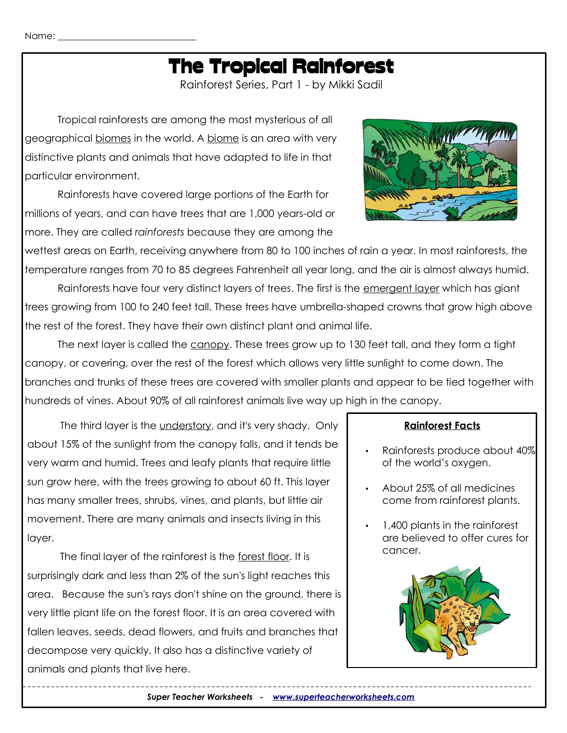Name: ____________________________

# The Tropical Rainforest

Rainforest Series, Part 1 - by Mikki Sadil

Tropical rainforests are among the most mysterious of all geographical <u>biomes</u> in the world. A <u>biome</u> is an area with very distinctive plants and animals that have adapted to life in that particular environment.

Rainforests have covered large portions of the Earth for millions of years, and can have trees that are 1,000 years-old or more. They are called *rainforests* because they are among the wettest areas on Earth, receiving anywhere from 80 to 100 inches of rain a year. In most rainforests, the temperature ranges from 70 to 85 degrees Fahrenheit all year long, and the air is almost always humid.

Rainforests have four very distinct layers of trees. The first is the <u>emergent layer</u> which has giant trees growing from 100 to 240 feet tall. These trees have umbrella-shaped crowns that grow high above the rest of the forest. They have their own distinct plant and animal life.

The next layer is called the <u>canopy</u>. These trees grow up to 130 feet tall, and they form a tight canopy, or covering, over the rest of the forest which allows very little sunlight to come down. The branches and trunks of these trees are covered with smaller plants and appear to be tied together with hundreds of vines. About 90% of all rainforest animals live way up high in the canopy.

The third layer is the <u>understory</u>, and it's very shady. Only about 15% of the sunlight from the canopy falls, and it tends be very warm and humid. Trees and leafy plants that require little sun grow here, with the trees growing to about 60 ft. This layer has many smaller trees, shrubs, vines, and plants, but little air movement. There are many animals and insects living in this layer.

The final layer of the rainforest is the <u>forest floor</u>. It is surprisingly dark and less than 2% of the sun's light reaches this area. Because the sun's rays don't shine on the ground, there is very little plant life on the forest floor. It is an area covered with fallen leaves, seeds, dead flowers, and fruits and branches that decompose very quickly. It also has a distinctive variety of animals and plants that live here.

**<u>Rainforest Facts</u>**

- Rainforests produce about 40% of the world's oxygen.
- About 25% of all medicines come from rainforest plants.
- 1,400 plants in the rainforest are believed to offer cures for cancer.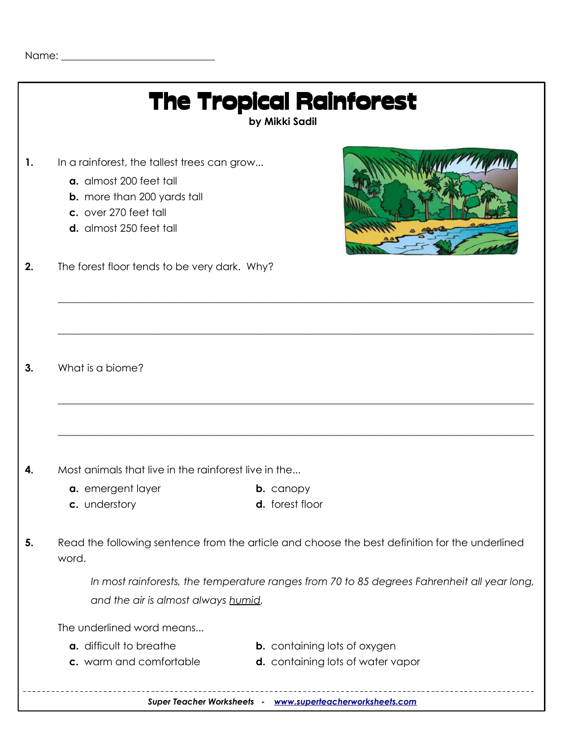Name: ______________________________

# The Tropical Rainforest

**by Mikki Sadil**

**1.** In a rainforest, the tallest trees can grow...

- **a.** almost 200 feet tall
- **b.** more than 200 yards tall
- **c.** over 270 feet tall
- **d.** almost 250 feet tall

**2.** The forest floor tends to be very dark. Why?

_______________________________________________________________________________

_______________________________________________________________________________

**3.** What is a biome?

_______________________________________________________________________________

_______________________________________________________________________________

**4.** Most animals that live in the rainforest live in the...

- **a.** emergent layer
- **b.** canopy
- **c.** understory
- **d.** forest floor

**5.** Read the following sentence from the article and choose the best definition for the underlined word.

*In most rainforests, the temperature ranges from 70 to 85 degrees Fahrenheit all year long, and the air is almost always humid.*

The underlined word means...

- **a.** difficult to breathe
- **b.** containing lots of oxygen
- **c.** warm and comfortable
- **d.** containing lots of water vapor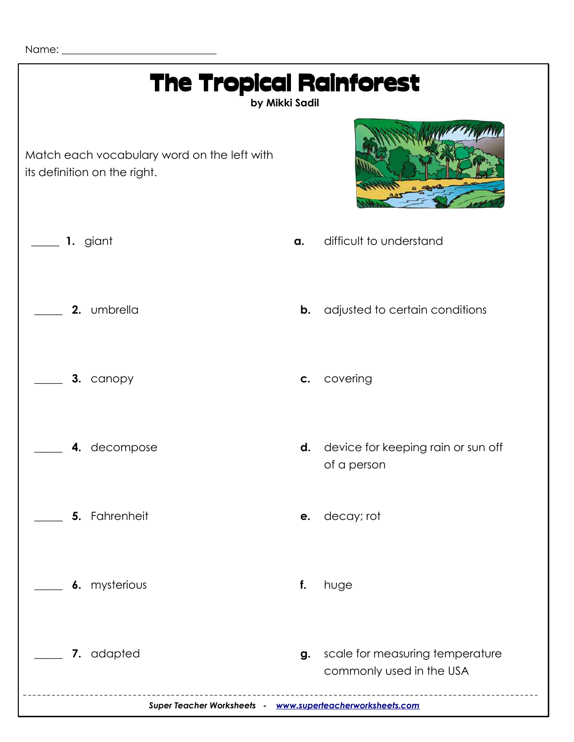Name: ______________________________

# The Tropical Rainforest

**by Mikki Sadil**

Match each vocabulary word on the left with its definition on the right.

_____ **1.** giant

_____ **2.** umbrella

_____ **3.** canopy

_____ **4.** decompose

_____ **5.** Fahrenheit

_____ **6.** mysterious

_____ **7.** adapted

**a.** difficult to understand

**b.** adjusted to certain conditions

**c.** covering

**d.** device for keeping rain or sun off of a person

**e.** decay; rot

**f.** huge

**g.** scale for measuring temperature commonly used in the USA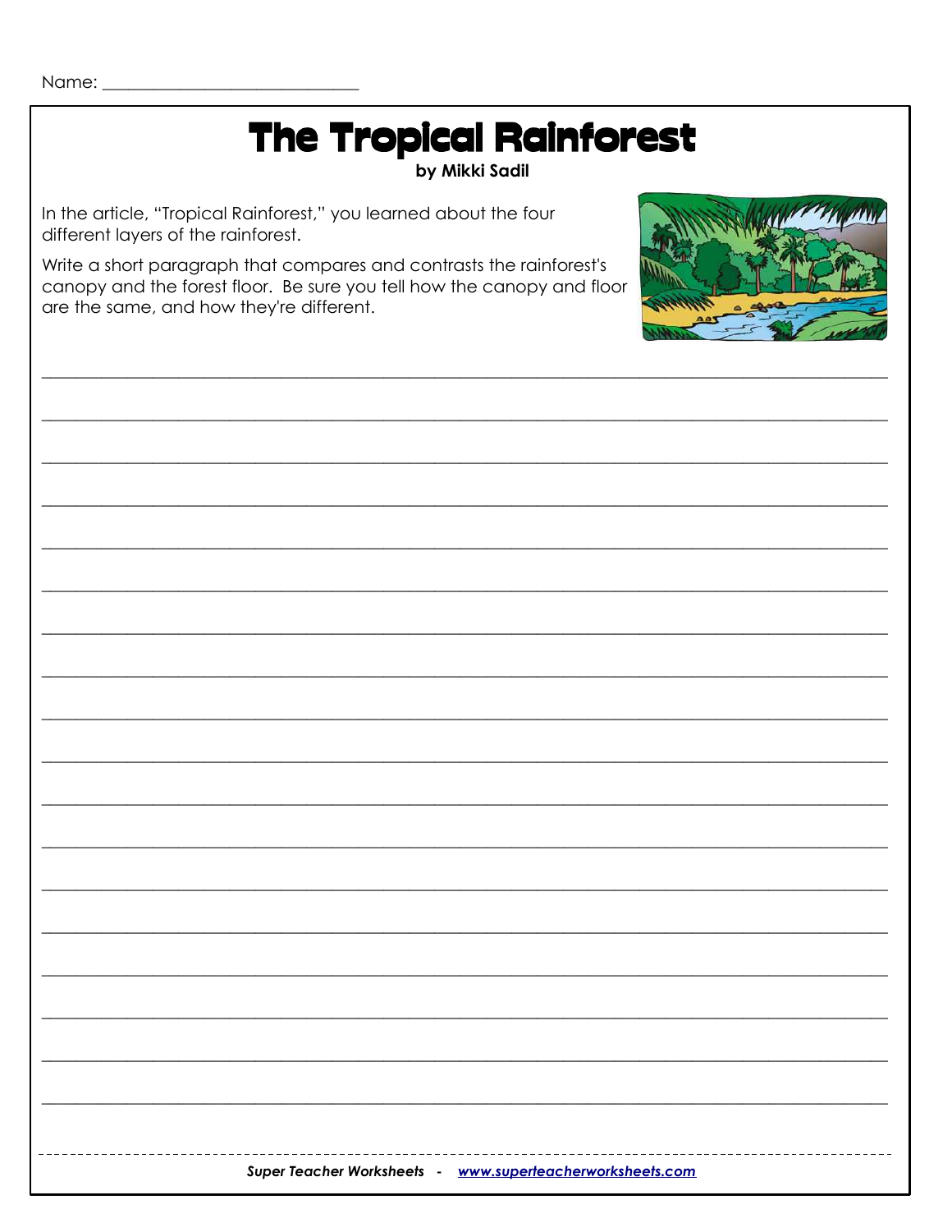Name: ______________________________

# The Tropical Rainforest

**by Mikki Sadil**

In the article, "Tropical Rainforest," you learned about the four different layers of the rainforest.

Write a short paragraph that compares and contrasts the rainforest's canopy and the forest floor. Be sure you tell how the canopy and floor are the same, and how they're different.

___________________________________________________________________________

___________________________________________________________________________

___________________________________________________________________________

___________________________________________________________________________

___________________________________________________________________________

___________________________________________________________________________

___________________________________________________________________________

___________________________________________________________________________

___________________________________________________________________________

___________________________________________________________________________

___________________________________________________________________________

___________________________________________________________________________

___________________________________________________________________________

___________________________________________________________________________

___________________________________________________________________________

___________________________________________________________________________

___________________________________________________________________________

___________________________________________________________________________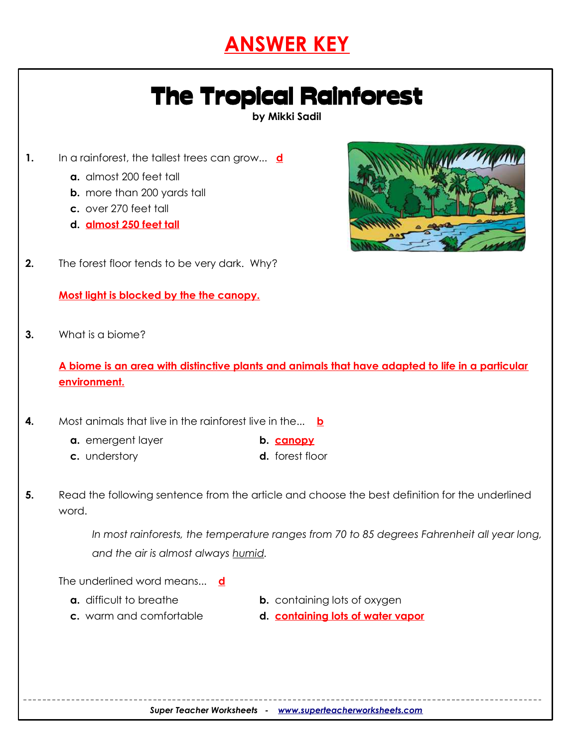# ANSWER KEY

## The Tropical Rainforest

**by Mikki Sadil**

**1.** In a rainforest, the tallest trees can grow... **d**

- **a.** almost 200 feet tall
- **b.** more than 200 yards tall
- **c.** over 270 feet tall
- **d.** **almost 250 feet tall**

**2.** The forest floor tends to be very dark. Why?

**Most light is blocked by the the canopy.**

**3.** What is a biome?

**A biome is an area with distinctive plants and animals that have adapted to life in a particular environment.**

**4.** Most animals that live in the rainforest live in the... **b**

- **a.** emergent layer
- **b.** **canopy**
- **c.** understory
- **d.** forest floor

**5.** Read the following sentence from the article and choose the best definition for the underlined word.

*In most rainforests, the temperature ranges from 70 to 85 degrees Fahrenheit all year long, and the air is almost always humid.*

The underlined word means... **d**

- **a.** difficult to breathe
- **b.** containing lots of oxygen
- **c.** warm and comfortable
- **d.** **containing lots of water vapor**

*Super Teacher Worksheets - www.superteacherworksheets.com*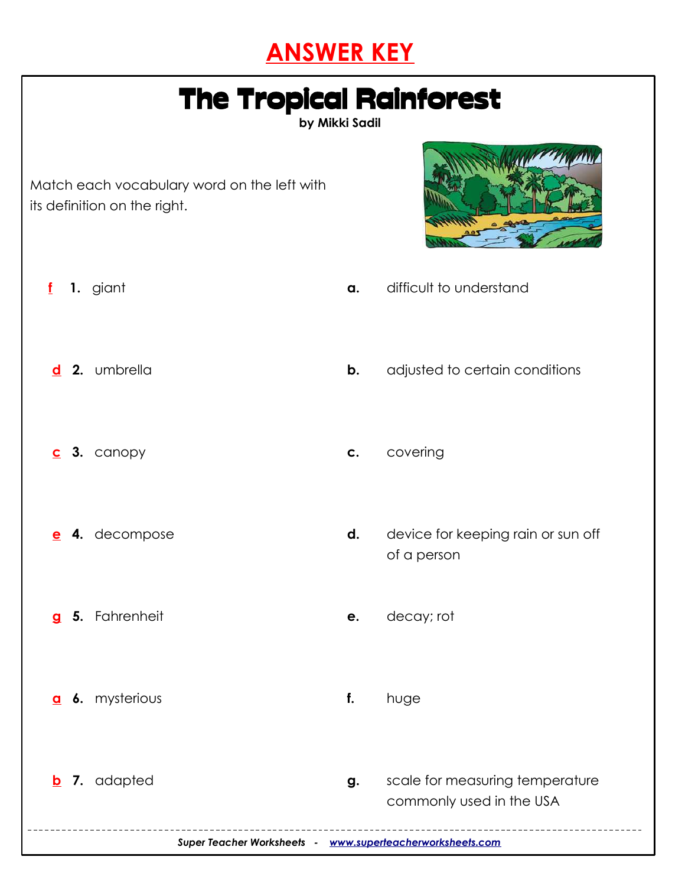# ANSWER KEY

## The Tropical Rainforest

**by Mikki Sadil**

Match each vocabulary word on the left with its definition on the right.

| | | |
|---|---|---|
| f | **1.** giant | **a.** difficult to understand |
| d | **2.** umbrella | **b.** adjusted to certain conditions |
| c | **3.** canopy | **c.** covering |
| e | **4.** decompose | **d.** device for keeping rain or sun off of a person |
| g | **5.** Fahrenheit | **e.** decay; rot |
| a | **6.** mysterious | **f.** huge |
| b | **7.** adapted | **g.** scale for measuring temperature commonly used in the USA |

*Super Teacher Worksheets - www.superteacherworksheets.com*